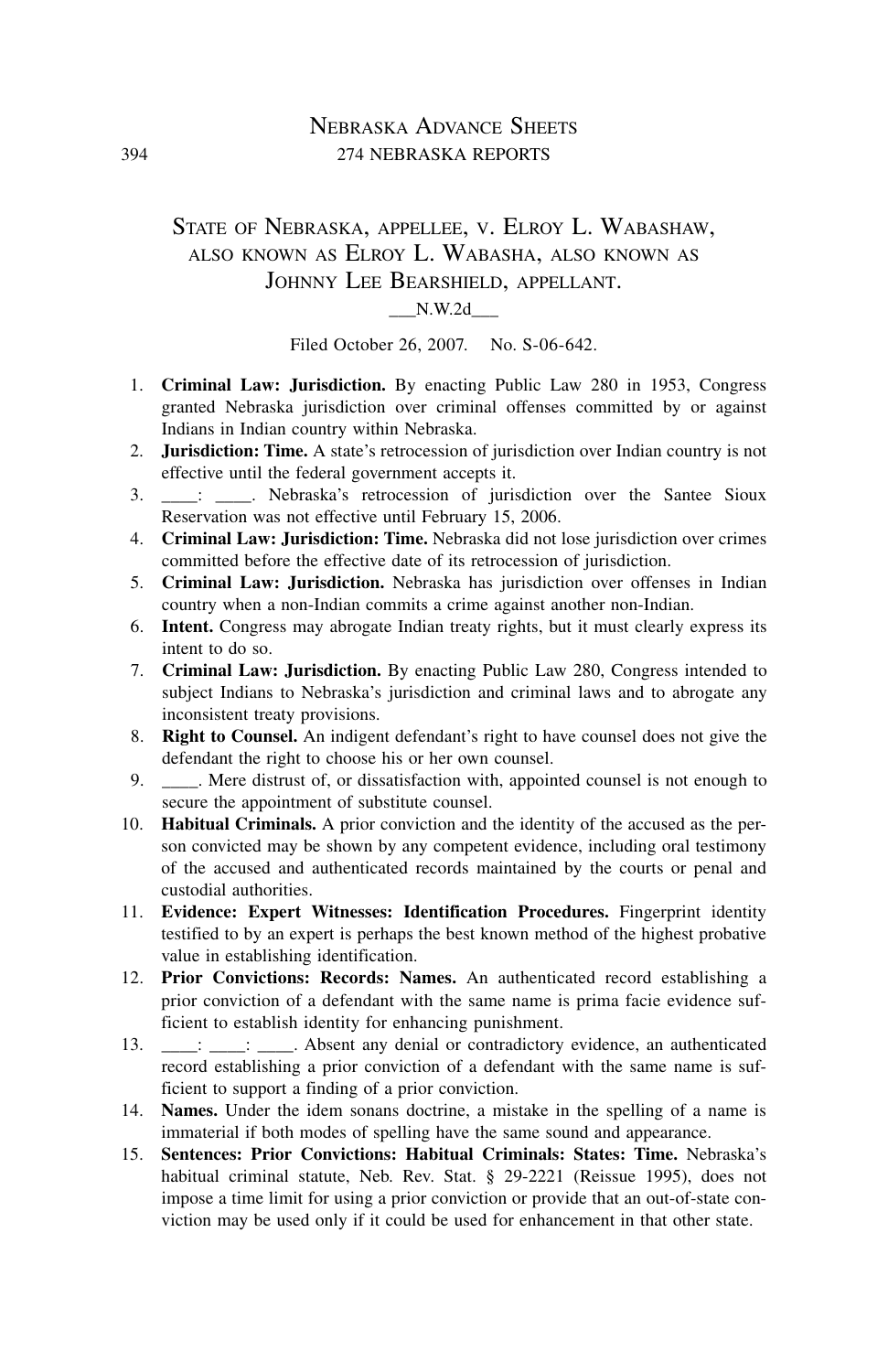# State of Nebraska, appellee, v. Elroy L. Wabashaw, also known as Elroy L. Wabasha, also known as Johnny Lee Bearshield, appellant.

___N.W.2d___

Filed October 26, 2007. No. S-06-642.

1. **Criminal Law: Jurisdiction.** By enacting Public Law 280 in 1953, Congress granted Nebraska jurisdiction over criminal offenses committed by or against Indians in Indian country within Nebraska.
2. **Jurisdiction: Time.** A state's retrocession of jurisdiction over Indian country is not effective until the federal government accepts it.
3. ____: ____. Nebraska's retrocession of jurisdiction over the Santee Sioux Reservation was not effective until February 15, 2006.
4. **Criminal Law: Jurisdiction: Time.** Nebraska did not lose jurisdiction over crimes committed before the effective date of its retrocession of jurisdiction.
5. **Criminal Law: Jurisdiction.** Nebraska has jurisdiction over offenses in Indian country when a non-Indian commits a crime against another non-Indian.
6. **Intent.** Congress may abrogate Indian treaty rights, but it must clearly express its intent to do so.
7. **Criminal Law: Jurisdiction.** By enacting Public Law 280, Congress intended to subject Indians to Nebraska's jurisdiction and criminal laws and to abrogate any inconsistent treaty provisions.
8. **Right to Counsel.** An indigent defendant's right to have counsel does not give the defendant the right to choose his or her own counsel.
9. ____. Mere distrust of, or dissatisfaction with, appointed counsel is not enough to secure the appointment of substitute counsel.
10. **Habitual Criminals.** A prior conviction and the identity of the accused as the person convicted may be shown by any competent evidence, including oral testimony of the accused and authenticated records maintained by the courts or penal and custodial authorities.
11. **Evidence: Expert Witnesses: Identification Procedures.** Fingerprint identity testified to by an expert is perhaps the best known method of the highest probative value in establishing identification.
12. **Prior Convictions: Records: Names.** An authenticated record establishing a prior conviction of a defendant with the same name is prima facie evidence sufficient to establish identity for enhancing punishment.
13. ____: ____: ____. Absent any denial or contradictory evidence, an authenticated record establishing a prior conviction of a defendant with the same name is sufficient to support a finding of a prior conviction.
14. **Names.** Under the idem sonans doctrine, a mistake in the spelling of a name is immaterial if both modes of spelling have the same sound and appearance.
15. **Sentences: Prior Convictions: Habitual Criminals: States: Time.** Nebraska's habitual criminal statute, Neb. Rev. Stat. § 29-2221 (Reissue 1995), does not impose a time limit for using a prior conviction or provide that an out-of-state conviction may be used only if it could be used for enhancement in that other state.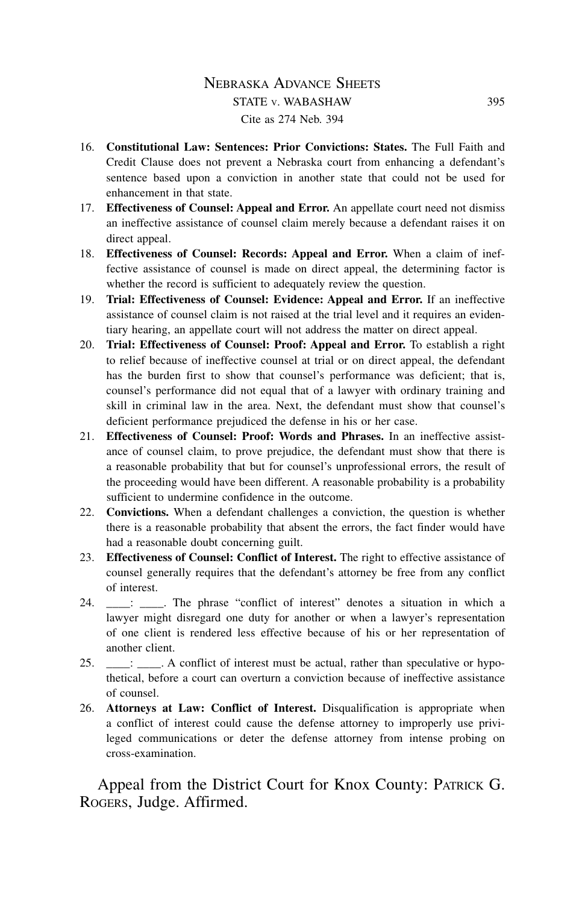16. **Constitutional Law: Sentences: Prior Convictions: States.** The Full Faith and Credit Clause does not prevent a Nebraska court from enhancing a defendant's sentence based upon a conviction in another state that could not be used for enhancement in that state.
17. **Effectiveness of Counsel: Appeal and Error.** An appellate court need not dismiss an ineffective assistance of counsel claim merely because a defendant raises it on direct appeal.
18. **Effectiveness of Counsel: Records: Appeal and Error.** When a claim of ineffective assistance of counsel is made on direct appeal, the determining factor is whether the record is sufficient to adequately review the question.
19. **Trial: Effectiveness of Counsel: Evidence: Appeal and Error.** If an ineffective assistance of counsel claim is not raised at the trial level and it requires an evidentiary hearing, an appellate court will not address the matter on direct appeal.
20. **Trial: Effectiveness of Counsel: Proof: Appeal and Error.** To establish a right to relief because of ineffective counsel at trial or on direct appeal, the defendant has the burden first to show that counsel's performance was deficient; that is, counsel's performance did not equal that of a lawyer with ordinary training and skill in criminal law in the area. Next, the defendant must show that counsel's deficient performance prejudiced the defense in his or her case.
21. **Effectiveness of Counsel: Proof: Words and Phrases.** In an ineffective assistance of counsel claim, to prove prejudice, the defendant must show that there is a reasonable probability that but for counsel's unprofessional errors, the result of the proceeding would have been different. A reasonable probability is a probability sufficient to undermine confidence in the outcome.
22. **Convictions.** When a defendant challenges a conviction, the question is whether there is a reasonable probability that absent the errors, the fact finder would have had a reasonable doubt concerning guilt.
23. **Effectiveness of Counsel: Conflict of Interest.** The right to effective assistance of counsel generally requires that the defendant's attorney be free from any conflict of interest.
24. ____: ____. The phrase "conflict of interest" denotes a situation in which a lawyer might disregard one duty for another or when a lawyer's representation of one client is rendered less effective because of his or her representation of another client.
25. ____: ____. A conflict of interest must be actual, rather than speculative or hypothetical, before a court can overturn a conviction because of ineffective assistance of counsel.
26. **Attorneys at Law: Conflict of Interest.** Disqualification is appropriate when a conflict of interest could cause the defense attorney to improperly use privileged communications or deter the defense attorney from intense probing on cross-examination.

Appeal from the District Court for Knox County: PATRICK G. ROGERS, Judge. Affirmed.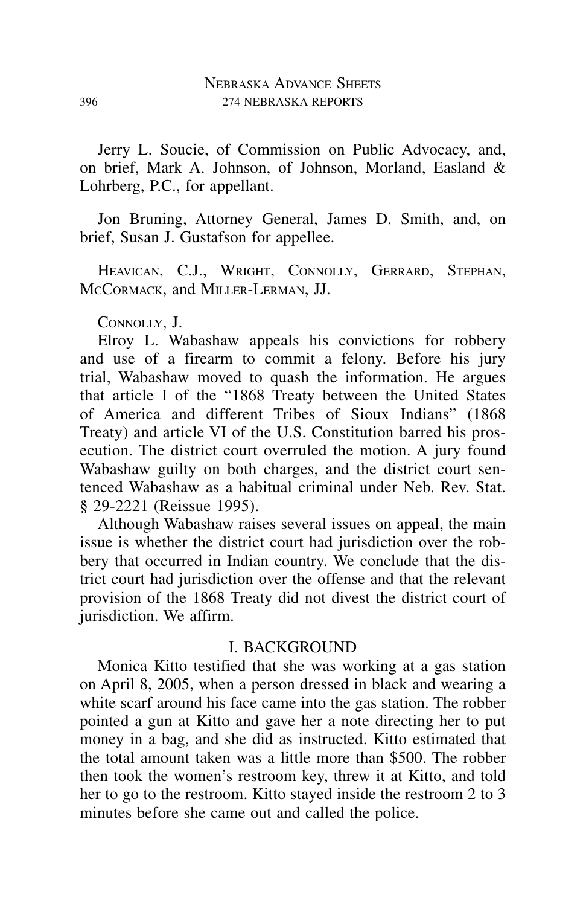Jerry L. Soucie, of Commission on Public Advocacy, and, on brief, Mark A. Johnson, of Johnson, Morland, Easland & Lohrberg, P.C., for appellant.

Jon Bruning, Attorney General, James D. Smith, and, on brief, Susan J. Gustafson for appellee.

Heavican, C.J., Wright, Connolly, Gerrard, Stephan, McCormack, and Miller-Lerman, JJ.

Connolly, J.

Elroy L. Wabashaw appeals his convictions for robbery and use of a firearm to commit a felony. Before his jury trial, Wabashaw moved to quash the information. He argues that article I of the "1868 Treaty between the United States of America and different Tribes of Sioux Indians" (1868 Treaty) and article VI of the U.S. Constitution barred his prosecution. The district court overruled the motion. A jury found Wabashaw guilty on both charges, and the district court sentenced Wabashaw as a habitual criminal under Neb. Rev. Stat. § 29-2221 (Reissue 1995).

Although Wabashaw raises several issues on appeal, the main issue is whether the district court had jurisdiction over the robbery that occurred in Indian country. We conclude that the district court had jurisdiction over the offense and that the relevant provision of the 1868 Treaty did not divest the district court of jurisdiction. We affirm.

## I. BACKGROUND

Monica Kitto testified that she was working at a gas station on April 8, 2005, when a person dressed in black and wearing a white scarf around his face came into the gas station. The robber pointed a gun at Kitto and gave her a note directing her to put money in a bag, and she did as instructed. Kitto estimated that the total amount taken was a little more than $500. The robber then took the women's restroom key, threw it at Kitto, and told her to go to the restroom. Kitto stayed inside the restroom 2 to 3 minutes before she came out and called the police.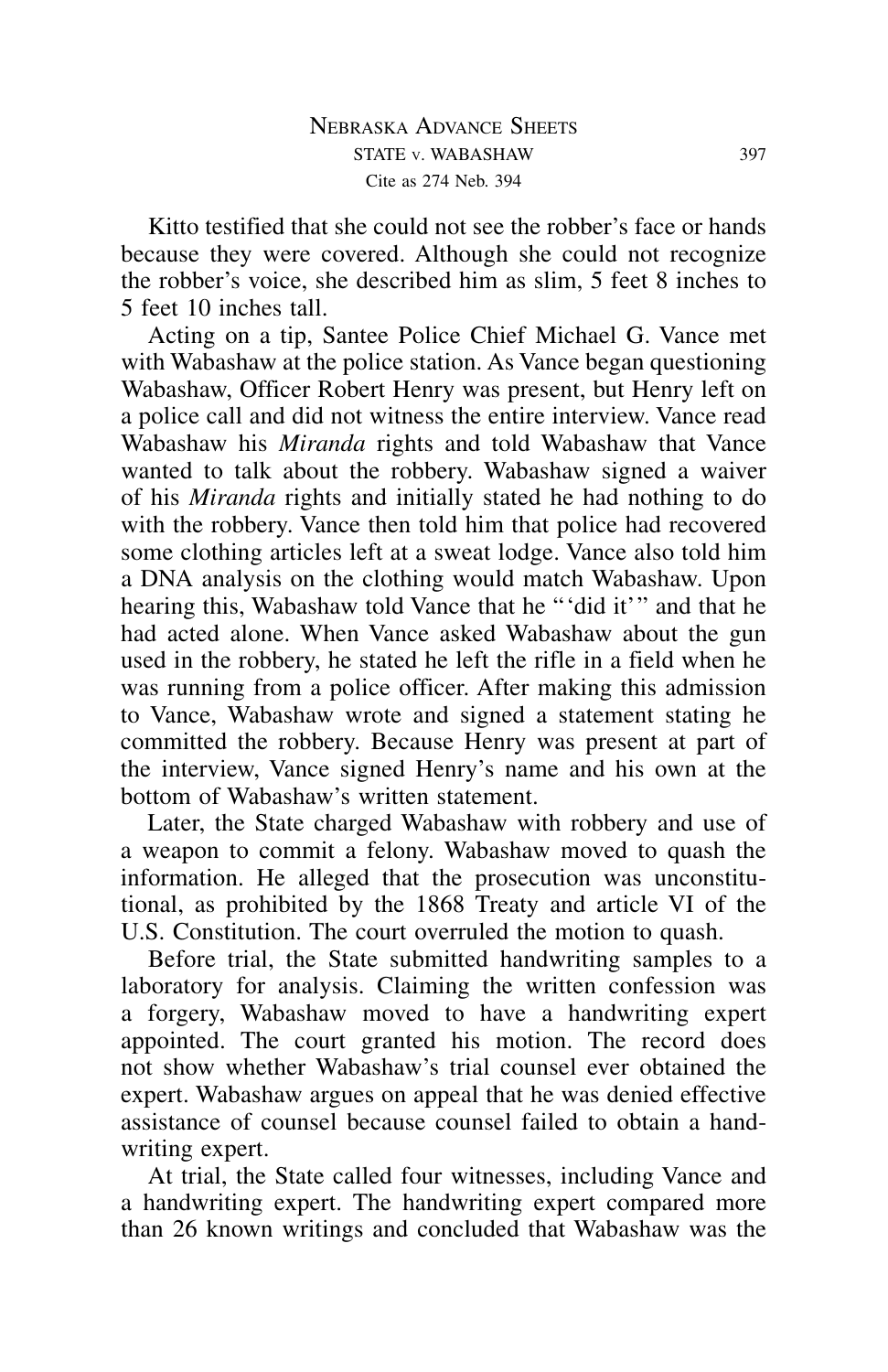Kitto testified that she could not see the robber's face or hands because they were covered. Although she could not recognize the robber's voice, she described him as slim, 5 feet 8 inches to 5 feet 10 inches tall.

Acting on a tip, Santee Police Chief Michael G. Vance met with Wabashaw at the police station. As Vance began questioning Wabashaw, Officer Robert Henry was present, but Henry left on a police call and did not witness the entire interview. Vance read Wabashaw his *Miranda* rights and told Wabashaw that Vance wanted to talk about the robbery. Wabashaw signed a waiver of his *Miranda* rights and initially stated he had nothing to do with the robbery. Vance then told him that police had recovered some clothing articles left at a sweat lodge. Vance also told him a DNA analysis on the clothing would match Wabashaw. Upon hearing this, Wabashaw told Vance that he "'did it'" and that he had acted alone. When Vance asked Wabashaw about the gun used in the robbery, he stated he left the rifle in a field when he was running from a police officer. After making this admission to Vance, Wabashaw wrote and signed a statement stating he committed the robbery. Because Henry was present at part of the interview, Vance signed Henry's name and his own at the bottom of Wabashaw's written statement.

Later, the State charged Wabashaw with robbery and use of a weapon to commit a felony. Wabashaw moved to quash the information. He alleged that the prosecution was unconstitutional, as prohibited by the 1868 Treaty and article VI of the U.S. Constitution. The court overruled the motion to quash.

Before trial, the State submitted handwriting samples to a laboratory for analysis. Claiming the written confession was a forgery, Wabashaw moved to have a handwriting expert appointed. The court granted his motion. The record does not show whether Wabashaw's trial counsel ever obtained the expert. Wabashaw argues on appeal that he was denied effective assistance of counsel because counsel failed to obtain a handwriting expert.

At trial, the State called four witnesses, including Vance and a handwriting expert. The handwriting expert compared more than 26 known writings and concluded that Wabashaw was the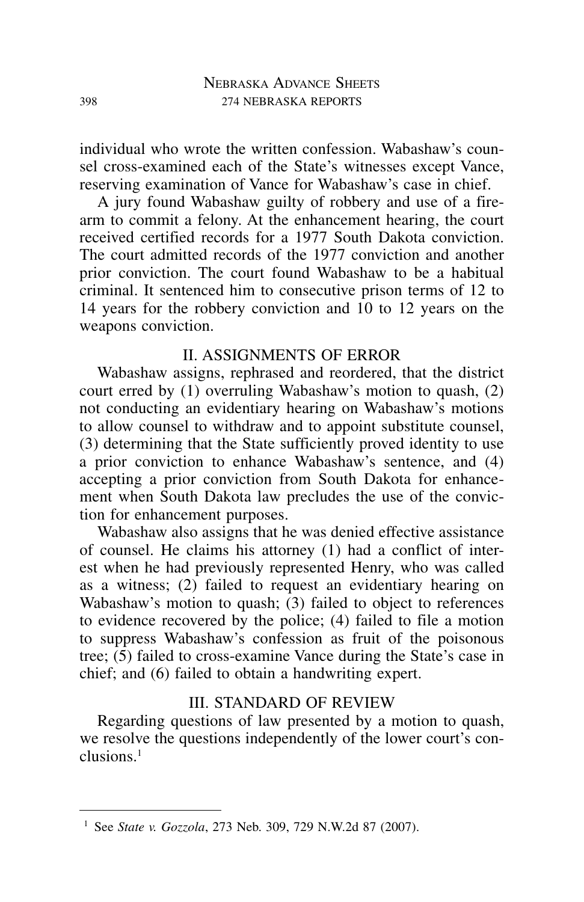individual who wrote the written confession. Wabashaw's counsel cross-examined each of the State's witnesses except Vance, reserving examination of Vance for Wabashaw's case in chief.

A jury found Wabashaw guilty of robbery and use of a firearm to commit a felony. At the enhancement hearing, the court received certified records for a 1977 South Dakota conviction. The court admitted records of the 1977 conviction and another prior conviction. The court found Wabashaw to be a habitual criminal. It sentenced him to consecutive prison terms of 12 to 14 years for the robbery conviction and 10 to 12 years on the weapons conviction.

## II. ASSIGNMENTS OF ERROR

Wabashaw assigns, rephrased and reordered, that the district court erred by (1) overruling Wabashaw's motion to quash, (2) not conducting an evidentiary hearing on Wabashaw's motions to allow counsel to withdraw and to appoint substitute counsel, (3) determining that the State sufficiently proved identity to use a prior conviction to enhance Wabashaw's sentence, and (4) accepting a prior conviction from South Dakota for enhancement when South Dakota law precludes the use of the conviction for enhancement purposes.

Wabashaw also assigns that he was denied effective assistance of counsel. He claims his attorney (1) had a conflict of interest when he had previously represented Henry, who was called as a witness; (2) failed to request an evidentiary hearing on Wabashaw's motion to quash; (3) failed to object to references to evidence recovered by the police; (4) failed to file a motion to suppress Wabashaw's confession as fruit of the poisonous tree; (5) failed to cross-examine Vance during the State's case in chief; and (6) failed to obtain a handwriting expert.

## III. STANDARD OF REVIEW

Regarding questions of law presented by a motion to quash, we resolve the questions independently of the lower court's conclusions.[1]

---

[1] See *State v. Gozzola*, 273 Neb. 309, 729 N.W.2d 87 (2007).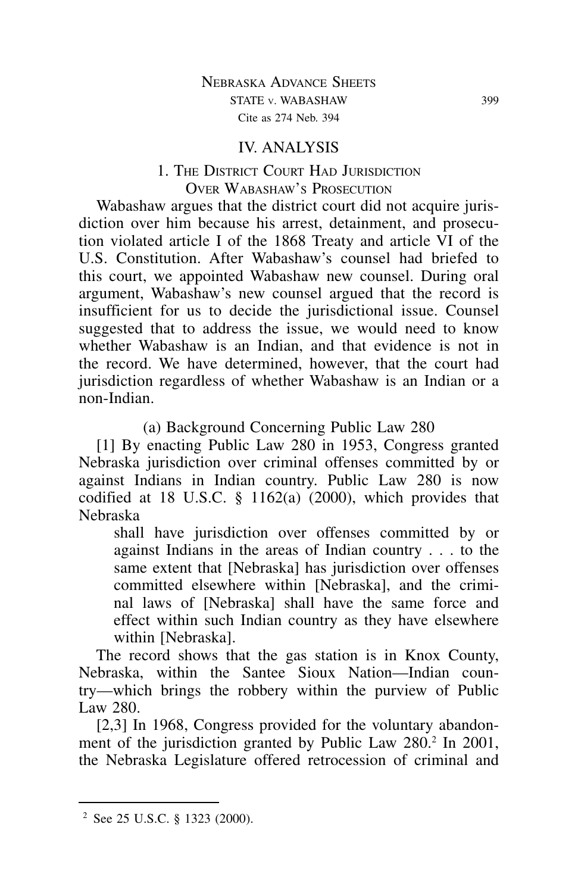## IV. ANALYSIS

### 1. The District Court Had Jurisdiction Over Wabashaw's Prosecution

Wabashaw argues that the district court did not acquire jurisdiction over him because his arrest, detainment, and prosecution violated article I of the 1868 Treaty and article VI of the U.S. Constitution. After Wabashaw's counsel had briefed to this court, we appointed Wabashaw new counsel. During oral argument, Wabashaw's new counsel argued that the record is insufficient for us to decide the jurisdictional issue. Counsel suggested that to address the issue, we would need to know whether Wabashaw is an Indian, and that evidence is not in the record. We have determined, however, that the court had jurisdiction regardless of whether Wabashaw is an Indian or a non-Indian.

#### (a) Background Concerning Public Law 280

[1] By enacting Public Law 280 in 1953, Congress granted Nebraska jurisdiction over criminal offenses committed by or against Indians in Indian country. Public Law 280 is now codified at 18 U.S.C. § 1162(a) (2000), which provides that Nebraska

> shall have jurisdiction over offenses committed by or against Indians in the areas of Indian country . . . to the same extent that [Nebraska] has jurisdiction over offenses committed elsewhere within [Nebraska], and the criminal laws of [Nebraska] shall have the same force and effect within such Indian country as they have elsewhere within [Nebraska].

The record shows that the gas station is in Knox County, Nebraska, within the Santee Sioux Nation—Indian country—which brings the robbery within the purview of Public Law 280.

[2,3] In 1968, Congress provided for the voluntary abandonment of the jurisdiction granted by Public Law 280.[2] In 2001, the Nebraska Legislature offered retrocession of criminal and

---

[2] See 25 U.S.C. § 1323 (2000).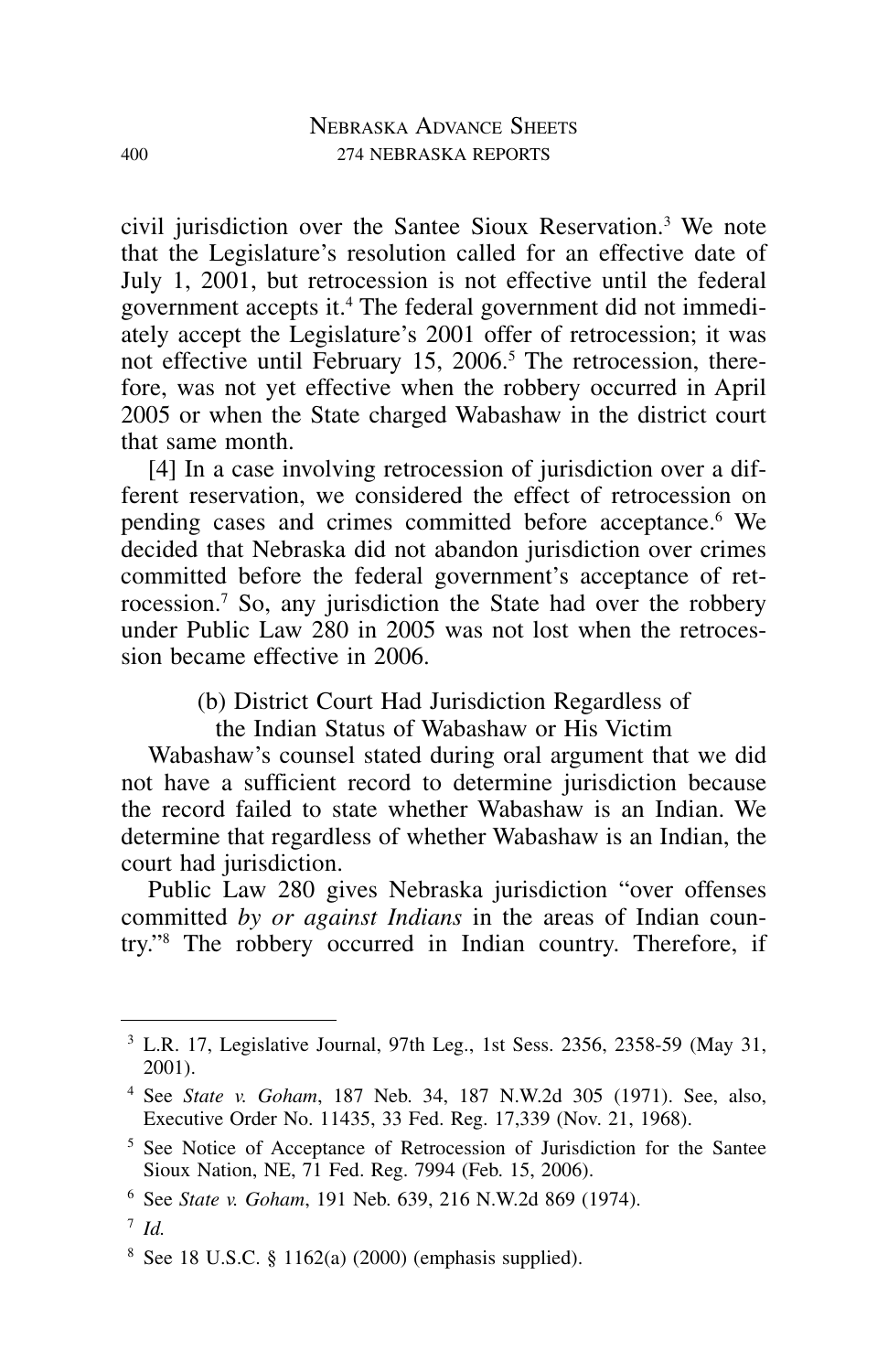civil jurisdiction over the Santee Sioux Reservation.[3] We note that the Legislature's resolution called for an effective date of July 1, 2001, but retrocession is not effective until the federal government accepts it.[4] The federal government did not immediately accept the Legislature's 2001 offer of retrocession; it was not effective until February 15, 2006.[5] The retrocession, therefore, was not yet effective when the robbery occurred in April 2005 or when the State charged Wabashaw in the district court that same month.

[4] In a case involving retrocession of jurisdiction over a different reservation, we considered the effect of retrocession on pending cases and crimes committed before acceptance.[6] We decided that Nebraska did not abandon jurisdiction over crimes committed before the federal government's acceptance of retrocession.[7] So, any jurisdiction the State had over the robbery under Public Law 280 in 2005 was not lost when the retrocession became effective in 2006.

(b) District Court Had Jurisdiction Regardless of the Indian Status of Wabashaw or His Victim

Wabashaw's counsel stated during oral argument that we did not have a sufficient record to determine jurisdiction because the record failed to state whether Wabashaw is an Indian. We determine that regardless of whether Wabashaw is an Indian, the court had jurisdiction.

Public Law 280 gives Nebraska jurisdiction "over offenses committed *by or against Indians* in the areas of Indian country."[8] The robbery occurred in Indian country. Therefore, if

---

[3] L.R. 17, Legislative Journal, 97th Leg., 1st Sess. 2356, 2358-59 (May 31, 2001).

[4] See *State v. Goham*, 187 Neb. 34, 187 N.W.2d 305 (1971). See, also, Executive Order No. 11435, 33 Fed. Reg. 17,339 (Nov. 21, 1968).

[5] See Notice of Acceptance of Retrocession of Jurisdiction for the Santee Sioux Nation, NE, 71 Fed. Reg. 7994 (Feb. 15, 2006).

[6] See *State v. Goham*, 191 Neb. 639, 216 N.W.2d 869 (1974).

[7] *Id.*

[8] See 18 U.S.C. § 1162(a) (2000) (emphasis supplied).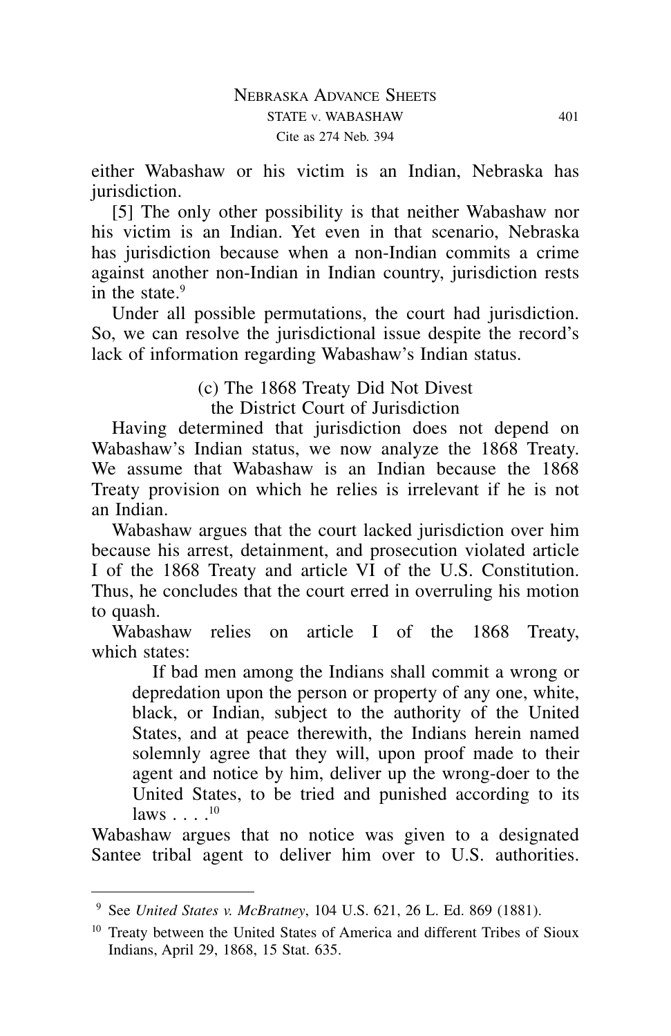either Wabashaw or his victim is an Indian, Nebraska has jurisdiction.

[5] The only other possibility is that neither Wabashaw nor his victim is an Indian. Yet even in that scenario, Nebraska has jurisdiction because when a non-Indian commits a crime against another non-Indian in Indian country, jurisdiction rests in the state.[9]

Under all possible permutations, the court had jurisdiction. So, we can resolve the jurisdictional issue despite the record's lack of information regarding Wabashaw's Indian status.

### (c) The 1868 Treaty Did Not Divest the District Court of Jurisdiction

Having determined that jurisdiction does not depend on Wabashaw's Indian status, we now analyze the 1868 Treaty. We assume that Wabashaw is an Indian because the 1868 Treaty provision on which he relies is irrelevant if he is not an Indian.

Wabashaw argues that the court lacked jurisdiction over him because his arrest, detainment, and prosecution violated article I of the 1868 Treaty and article VI of the U.S. Constitution. Thus, he concludes that the court erred in overruling his motion to quash.

Wabashaw relies on article I of the 1868 Treaty, which states:

> If bad men among the Indians shall commit a wrong or depredation upon the person or property of any one, white, black, or Indian, subject to the authority of the United States, and at peace therewith, the Indians herein named solemnly agree that they will, upon proof made to their agent and notice by him, deliver up the wrong-doer to the United States, to be tried and punished according to its laws . . . .[10]

Wabashaw argues that no notice was given to a designated Santee tribal agent to deliver him over to U.S. authorities.

---

[9] See *United States v. McBratney*, 104 U.S. 621, 26 L. Ed. 869 (1881).

[10] Treaty between the United States of America and different Tribes of Sioux Indians, April 29, 1868, 15 Stat. 635.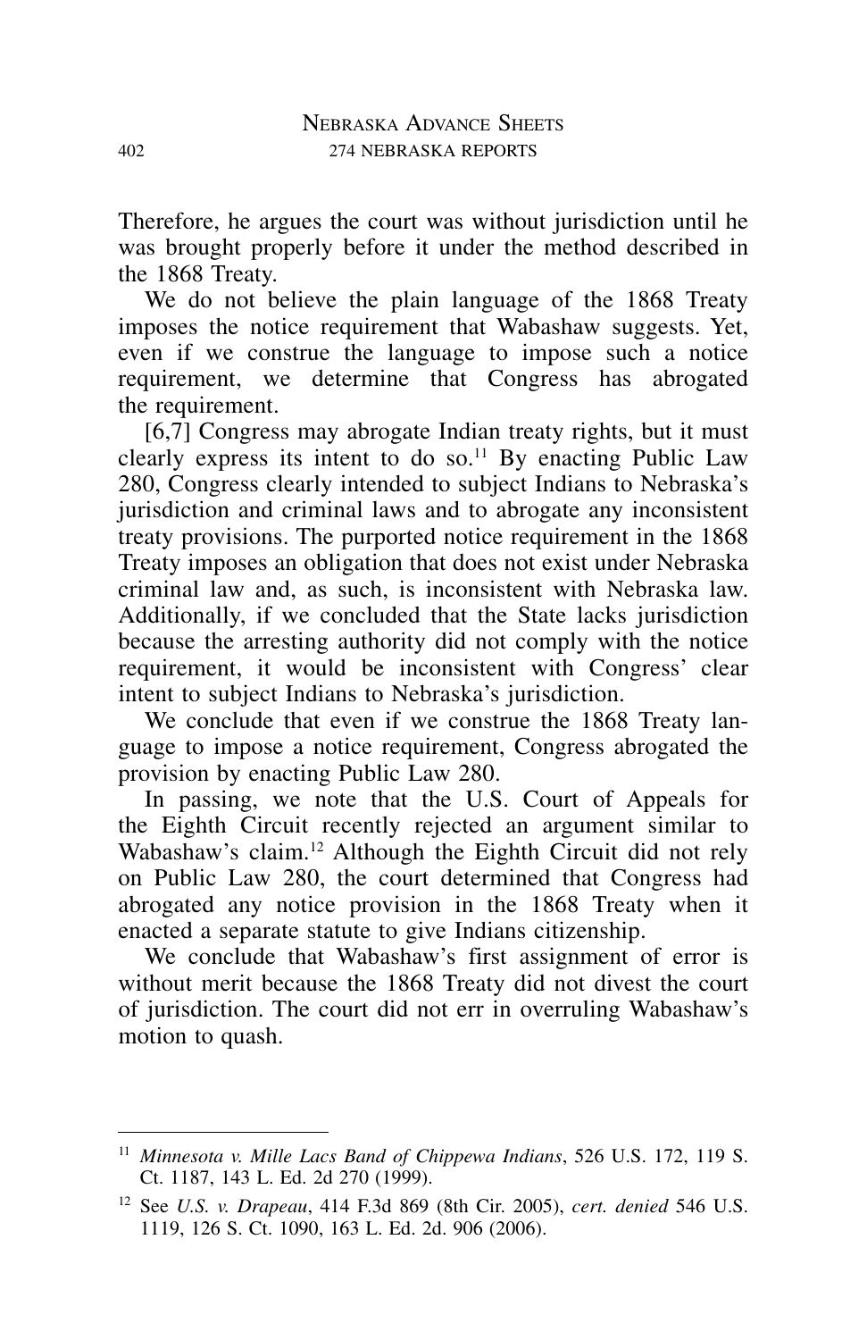Therefore, he argues the court was without jurisdiction until he was brought properly before it under the method described in the 1868 Treaty.

We do not believe the plain language of the 1868 Treaty imposes the notice requirement that Wabashaw suggests. Yet, even if we construe the language to impose such a notice requirement, we determine that Congress has abrogated the requirement.

[6,7] Congress may abrogate Indian treaty rights, but it must clearly express its intent to do so.[11] By enacting Public Law 280, Congress clearly intended to subject Indians to Nebraska's jurisdiction and criminal laws and to abrogate any inconsistent treaty provisions. The purported notice requirement in the 1868 Treaty imposes an obligation that does not exist under Nebraska criminal law and, as such, is inconsistent with Nebraska law. Additionally, if we concluded that the State lacks jurisdiction because the arresting authority did not comply with the notice requirement, it would be inconsistent with Congress' clear intent to subject Indians to Nebraska's jurisdiction.

We conclude that even if we construe the 1868 Treaty language to impose a notice requirement, Congress abrogated the provision by enacting Public Law 280.

In passing, we note that the U.S. Court of Appeals for the Eighth Circuit recently rejected an argument similar to Wabashaw's claim.[12] Although the Eighth Circuit did not rely on Public Law 280, the court determined that Congress had abrogated any notice provision in the 1868 Treaty when it enacted a separate statute to give Indians citizenship.

We conclude that Wabashaw's first assignment of error is without merit because the 1868 Treaty did not divest the court of jurisdiction. The court did not err in overruling Wabashaw's motion to quash.

---

[11] *Minnesota v. Mille Lacs Band of Chippewa Indians*, 526 U.S. 172, 119 S. Ct. 1187, 143 L. Ed. 2d 270 (1999).

[12] See *U.S. v. Drapeau*, 414 F.3d 869 (8th Cir. 2005), *cert. denied* 546 U.S. 1119, 126 S. Ct. 1090, 163 L. Ed. 2d. 906 (2006).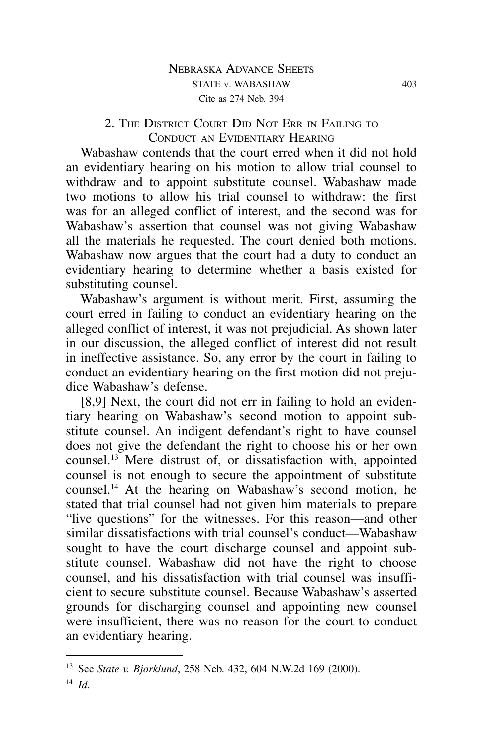### 2. The District Court Did Not Err in Failing to Conduct an Evidentiary Hearing

Wabashaw contends that the court erred when it did not hold an evidentiary hearing on his motion to allow trial counsel to withdraw and to appoint substitute counsel. Wabashaw made two motions to allow his trial counsel to withdraw: the first was for an alleged conflict of interest, and the second was for Wabashaw's assertion that counsel was not giving Wabashaw all the materials he requested. The court denied both motions. Wabashaw now argues that the court had a duty to conduct an evidentiary hearing to determine whether a basis existed for substituting counsel.

Wabashaw's argument is without merit. First, assuming the court erred in failing to conduct an evidentiary hearing on the alleged conflict of interest, it was not prejudicial. As shown later in our discussion, the alleged conflict of interest did not result in ineffective assistance. So, any error by the court in failing to conduct an evidentiary hearing on the first motion did not prejudice Wabashaw's defense.

[8,9] Next, the court did not err in failing to hold an evidentiary hearing on Wabashaw's second motion to appoint substitute counsel. An indigent defendant's right to have counsel does not give the defendant the right to choose his or her own counsel.[13] Mere distrust of, or dissatisfaction with, appointed counsel is not enough to secure the appointment of substitute counsel.[14] At the hearing on Wabashaw's second motion, he stated that trial counsel had not given him materials to prepare "live questions" for the witnesses. For this reason—and other similar dissatisfactions with trial counsel's conduct—Wabashaw sought to have the court discharge counsel and appoint substitute counsel. Wabashaw did not have the right to choose counsel, and his dissatisfaction with trial counsel was insufficient to secure substitute counsel. Because Wabashaw's asserted grounds for discharging counsel and appointing new counsel were insufficient, there was no reason for the court to conduct an evidentiary hearing.

---

[13] See *State v. Bjorklund*, 258 Neb. 432, 604 N.W.2d 169 (2000).

[14] *Id.*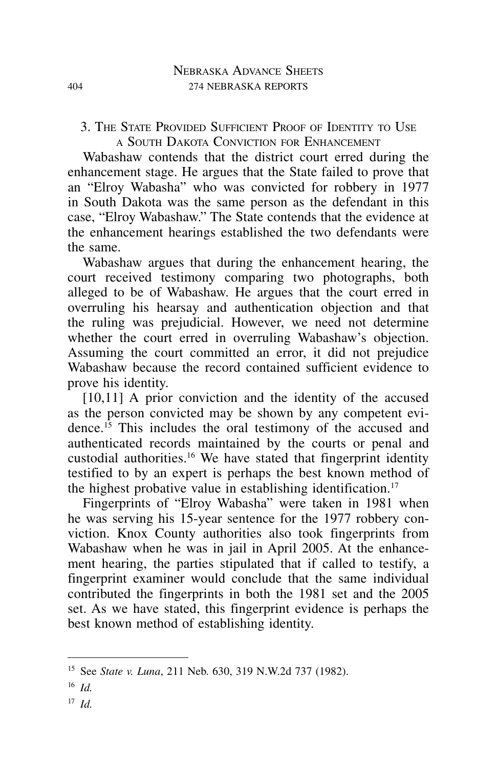### 3. The State Provided Sufficient Proof of Identity to Use a South Dakota Conviction for Enhancement

Wabashaw contends that the district court erred during the enhancement stage. He argues that the State failed to prove that an "Elroy Wabasha" who was convicted for robbery in 1977 in South Dakota was the same person as the defendant in this case, "Elroy Wabashaw." The State contends that the evidence at the enhancement hearings established the two defendants were the same.

Wabashaw argues that during the enhancement hearing, the court received testimony comparing two photographs, both alleged to be of Wabashaw. He argues that the court erred in overruling his hearsay and authentication objection and that the ruling was prejudicial. However, we need not determine whether the court erred in overruling Wabashaw's objection. Assuming the court committed an error, it did not prejudice Wabashaw because the record contained sufficient evidence to prove his identity.

[10,11] A prior conviction and the identity of the accused as the person convicted may be shown by any competent evidence.[15] This includes the oral testimony of the accused and authenticated records maintained by the courts or penal and custodial authorities.[16] We have stated that fingerprint identity testified to by an expert is perhaps the best known method of the highest probative value in establishing identification.[17]

Fingerprints of "Elroy Wabasha" were taken in 1981 when he was serving his 15-year sentence for the 1977 robbery conviction. Knox County authorities also took fingerprints from Wabashaw when he was in jail in April 2005. At the enhancement hearing, the parties stipulated that if called to testify, a fingerprint examiner would conclude that the same individual contributed the fingerprints in both the 1981 set and the 2005 set. As we have stated, this fingerprint evidence is perhaps the best known method of establishing identity.

---

[15] See *State v. Luna*, 211 Neb. 630, 319 N.W.2d 737 (1982).

[16] *Id.*

[17] *Id.*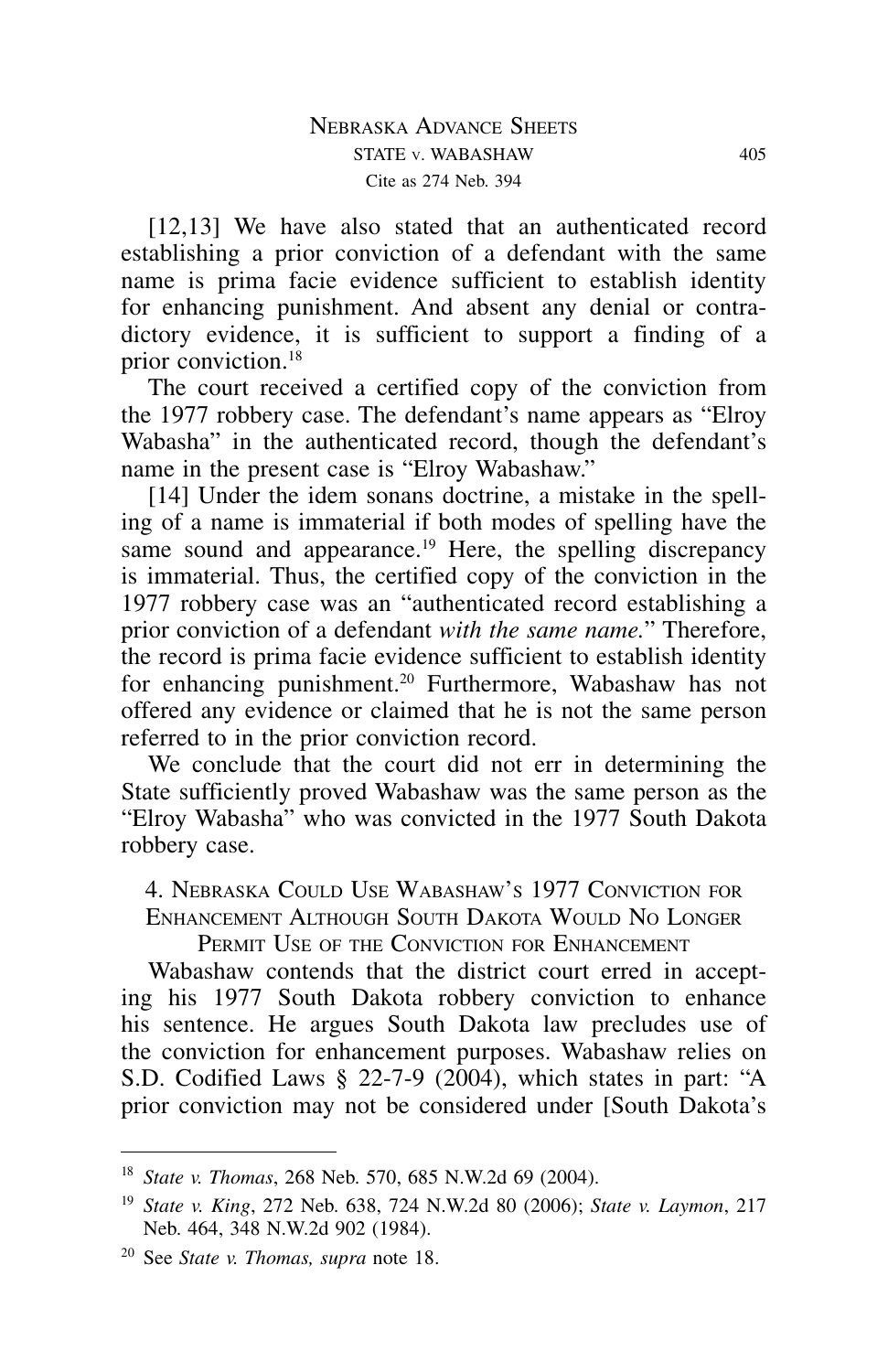[12,13] We have also stated that an authenticated record establishing a prior conviction of a defendant with the same name is prima facie evidence sufficient to establish identity for enhancing punishment. And absent any denial or contradictory evidence, it is sufficient to support a finding of a prior conviction.[18]

The court received a certified copy of the conviction from the 1977 robbery case. The defendant's name appears as "Elroy Wabasha" in the authenticated record, though the defendant's name in the present case is "Elroy Wabashaw."

[14] Under the idem sonans doctrine, a mistake in the spelling of a name is immaterial if both modes of spelling have the same sound and appearance.[19] Here, the spelling discrepancy is immaterial. Thus, the certified copy of the conviction in the 1977 robbery case was an "authenticated record establishing a prior conviction of a defendant *with the same name*." Therefore, the record is prima facie evidence sufficient to establish identity for enhancing punishment.[20] Furthermore, Wabashaw has not offered any evidence or claimed that he is not the same person referred to in the prior conviction record.

We conclude that the court did not err in determining the State sufficiently proved Wabashaw was the same person as the "Elroy Wabasha" who was convicted in the 1977 South Dakota robbery case.

### 4. Nebraska Could Use Wabashaw's 1977 Conviction for Enhancement Although South Dakota Would No Longer Permit Use of the Conviction for Enhancement

Wabashaw contends that the district court erred in accepting his 1977 South Dakota robbery conviction to enhance his sentence. He argues South Dakota law precludes use of the conviction for enhancement purposes. Wabashaw relies on S.D. Codified Laws § 22-7-9 (2004), which states in part: "A prior conviction may not be considered under [South Dakota's

---

[18] *State v. Thomas*, 268 Neb. 570, 685 N.W.2d 69 (2004).

[19] *State v. King*, 272 Neb. 638, 724 N.W.2d 80 (2006); *State v. Laymon*, 217 Neb. 464, 348 N.W.2d 902 (1984).

[20] See *State v. Thomas, supra* note 18.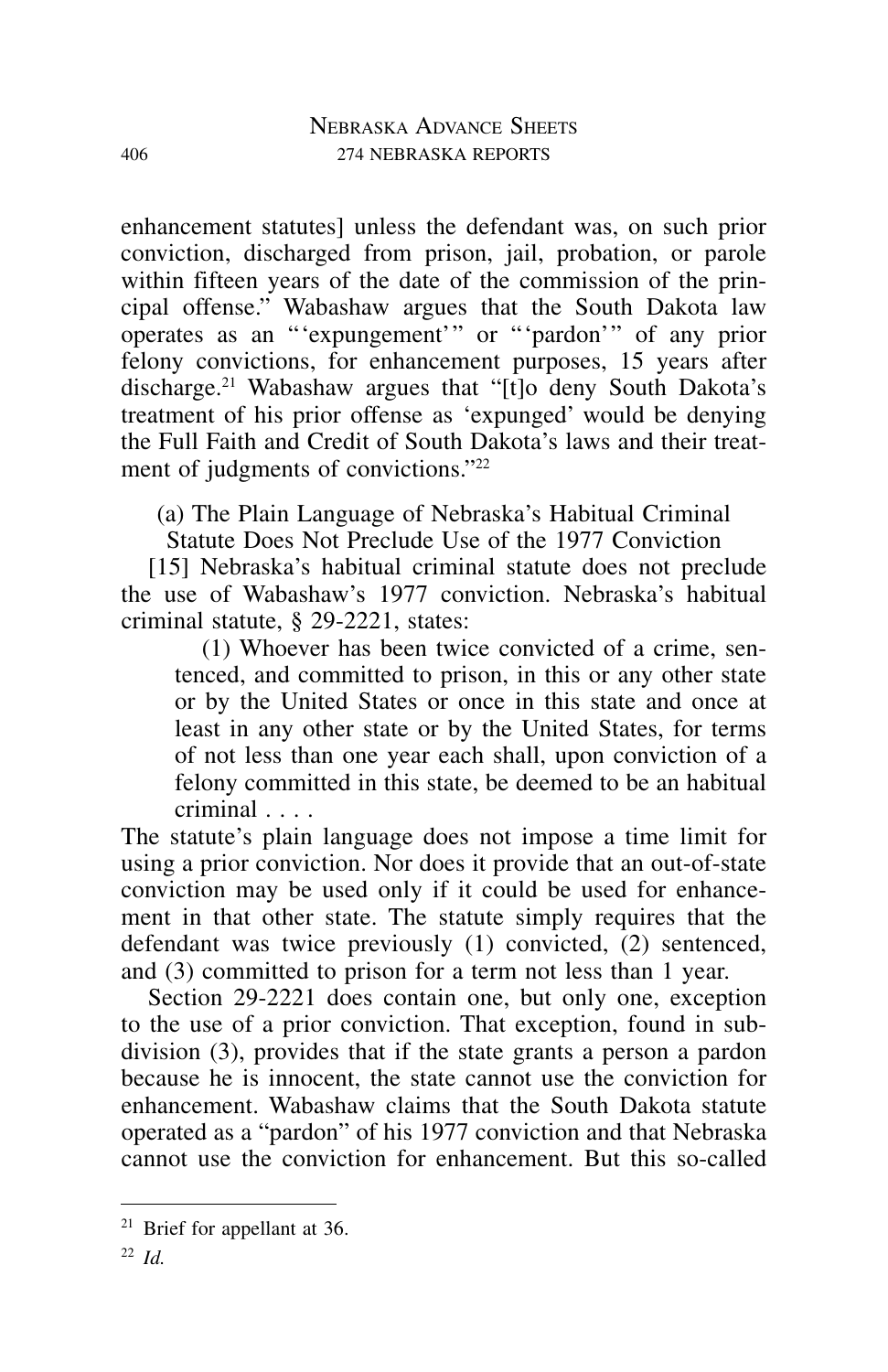enhancement statutes] unless the defendant was, on such prior conviction, discharged from prison, jail, probation, or parole within fifteen years of the date of the commission of the principal offense." Wabashaw argues that the South Dakota law operates as an "'expungement'" or "'pardon'" of any prior felony convictions, for enhancement purposes, 15 years after discharge.[21] Wabashaw argues that "[t]o deny South Dakota's treatment of his prior offense as 'expunged' would be denying the Full Faith and Credit of South Dakota's laws and their treatment of judgments of convictions."[22]

(a) The Plain Language of Nebraska's Habitual Criminal Statute Does Not Preclude Use of the 1977 Conviction

[15] Nebraska's habitual criminal statute does not preclude the use of Wabashaw's 1977 conviction. Nebraska's habitual criminal statute, § 29-2221, states:

> (1) Whoever has been twice convicted of a crime, sentenced, and committed to prison, in this or any other state or by the United States or once in this state and once at least in any other state or by the United States, for terms of not less than one year each shall, upon conviction of a felony committed in this state, be deemed to be an habitual criminal . . . .

The statute's plain language does not impose a time limit for using a prior conviction. Nor does it provide that an out-of-state conviction may be used only if it could be used for enhancement in that other state. The statute simply requires that the defendant was twice previously (1) convicted, (2) sentenced, and (3) committed to prison for a term not less than 1 year.

Section 29-2221 does contain one, but only one, exception to the use of a prior conviction. That exception, found in subdivision (3), provides that if the state grants a person a pardon because he is innocent, the state cannot use the conviction for enhancement. Wabashaw claims that the South Dakota statute operated as a "pardon" of his 1977 conviction and that Nebraska cannot use the conviction for enhancement. But this so-called

---

[21] Brief for appellant at 36.

[22] *Id.*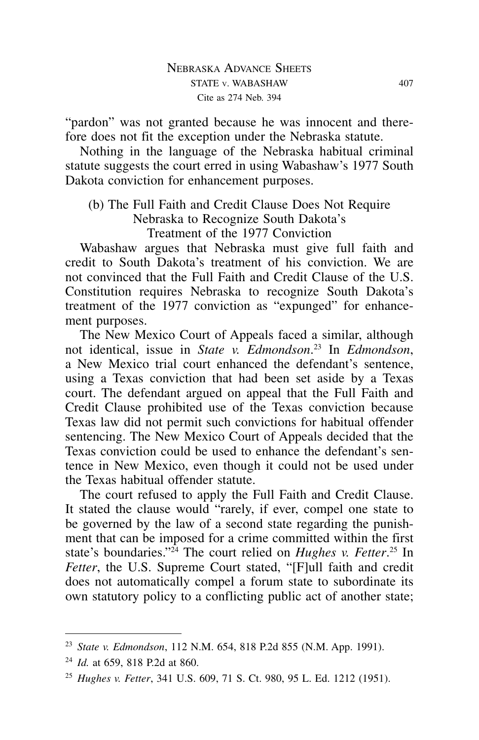"pardon" was not granted because he was innocent and therefore does not fit the exception under the Nebraska statute.

Nothing in the language of the Nebraska habitual criminal statute suggests the court erred in using Wabashaw's 1977 South Dakota conviction for enhancement purposes.

### (b) The Full Faith and Credit Clause Does Not Require Nebraska to Recognize South Dakota's Treatment of the 1977 Conviction

Wabashaw argues that Nebraska must give full faith and credit to South Dakota's treatment of his conviction. We are not convinced that the Full Faith and Credit Clause of the U.S. Constitution requires Nebraska to recognize South Dakota's treatment of the 1977 conviction as "expunged" for enhancement purposes.

The New Mexico Court of Appeals faced a similar, although not identical, issue in *State v. Edmondson*.[23] In *Edmondson*, a New Mexico trial court enhanced the defendant's sentence, using a Texas conviction that had been set aside by a Texas court. The defendant argued on appeal that the Full Faith and Credit Clause prohibited use of the Texas conviction because Texas law did not permit such convictions for habitual offender sentencing. The New Mexico Court of Appeals decided that the Texas conviction could be used to enhance the defendant's sentence in New Mexico, even though it could not be used under the Texas habitual offender statute.

The court refused to apply the Full Faith and Credit Clause. It stated the clause would "rarely, if ever, compel one state to be governed by the law of a second state regarding the punishment that can be imposed for a crime committed within the first state's boundaries."[24] The court relied on *Hughes v. Fetter*.[25] In *Fetter*, the U.S. Supreme Court stated, "[F]ull faith and credit does not automatically compel a forum state to subordinate its own statutory policy to a conflicting public act of another state;

---

[23] *State v. Edmondson*, 112 N.M. 654, 818 P.2d 855 (N.M. App. 1991).

[24] *Id.* at 659, 818 P.2d at 860.

[25] *Hughes v. Fetter*, 341 U.S. 609, 71 S. Ct. 980, 95 L. Ed. 1212 (1951).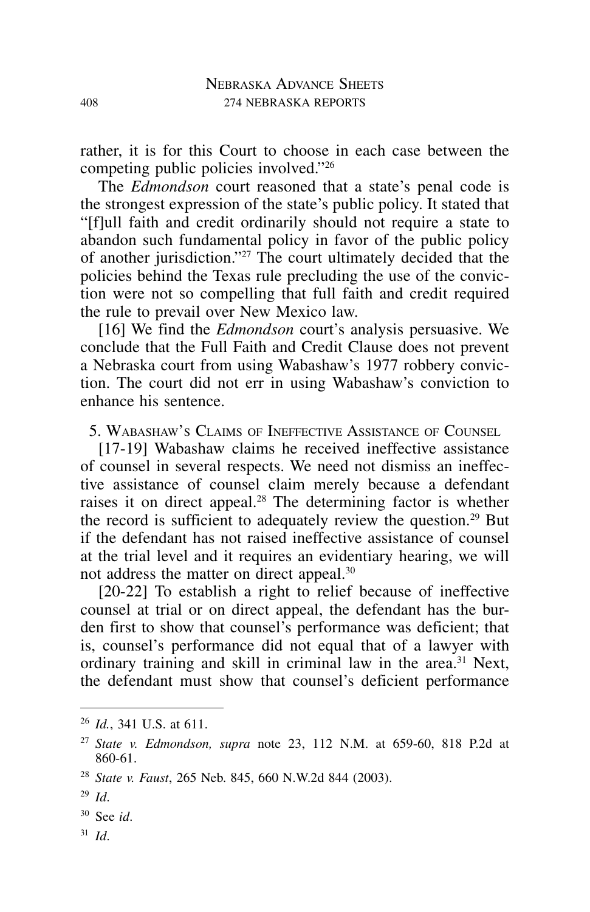rather, it is for this Court to choose in each case between the competing public policies involved."[26]

The *Edmondson* court reasoned that a state's penal code is the strongest expression of the state's public policy. It stated that "[f]ull faith and credit ordinarily should not require a state to abandon such fundamental policy in favor of the public policy of another jurisdiction."[27] The court ultimately decided that the policies behind the Texas rule precluding the use of the conviction were not so compelling that full faith and credit required the rule to prevail over New Mexico law.

[16] We find the *Edmondson* court's analysis persuasive. We conclude that the Full Faith and Credit Clause does not prevent a Nebraska court from using Wabashaw's 1977 robbery conviction. The court did not err in using Wabashaw's conviction to enhance his sentence.

### 5. Wabashaw's Claims of Ineffective Assistance of Counsel

[17-19] Wabashaw claims he received ineffective assistance of counsel in several respects. We need not dismiss an ineffective assistance of counsel claim merely because a defendant raises it on direct appeal.[28] The determining factor is whether the record is sufficient to adequately review the question.[29] But if the defendant has not raised ineffective assistance of counsel at the trial level and it requires an evidentiary hearing, we will not address the matter on direct appeal.[30]

[20-22] To establish a right to relief because of ineffective counsel at trial or on direct appeal, the defendant has the burden first to show that counsel's performance was deficient; that is, counsel's performance did not equal that of a lawyer with ordinary training and skill in criminal law in the area.[31] Next, the defendant must show that counsel's deficient performance

---

[26] *Id.*, 341 U.S. at 611.

[27] *State v. Edmondson, supra* note 23, 112 N.M. at 659-60, 818 P.2d at 860-61.

[28] *State v. Faust*, 265 Neb. 845, 660 N.W.2d 844 (2003).

[29] *Id.*

[30] See *id*.

[31] *Id.*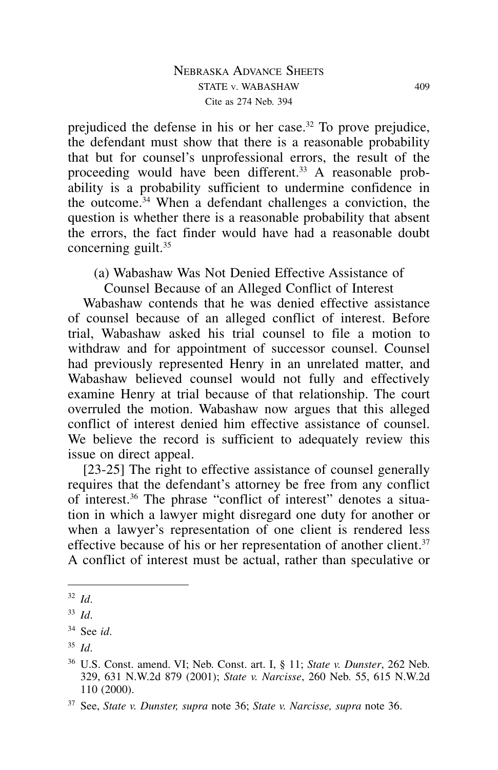prejudiced the defense in his or her case.[32] To prove prejudice, the defendant must show that there is a reasonable probability that but for counsel's unprofessional errors, the result of the proceeding would have been different.[33] A reasonable probability is a probability sufficient to undermine confidence in the outcome.[34] When a defendant challenges a conviction, the question is whether there is a reasonable probability that absent the errors, the fact finder would have had a reasonable doubt concerning guilt.[35]

### (a) Wabashaw Was Not Denied Effective Assistance of Counsel Because of an Alleged Conflict of Interest

Wabashaw contends that he was denied effective assistance of counsel because of an alleged conflict of interest. Before trial, Wabashaw asked his trial counsel to file a motion to withdraw and for appointment of successor counsel. Counsel had previously represented Henry in an unrelated matter, and Wabashaw believed counsel would not fully and effectively examine Henry at trial because of that relationship. The court overruled the motion. Wabashaw now argues that this alleged conflict of interest denied him effective assistance of counsel. We believe the record is sufficient to adequately review this issue on direct appeal.

[23-25] The right to effective assistance of counsel generally requires that the defendant's attorney be free from any conflict of interest.[36] The phrase "conflict of interest" denotes a situation in which a lawyer might disregard one duty for another or when a lawyer's representation of one client is rendered less effective because of his or her representation of another client.[37] A conflict of interest must be actual, rather than speculative or

---

[32] *Id.*

[33] *Id.*

[34] See *id.*

[35] *Id.*

[36] U.S. Const. amend. VI; Neb. Const. art. I, § 11; *State v. Dunster*, 262 Neb. 329, 631 N.W.2d 879 (2001); *State v. Narcisse*, 260 Neb. 55, 615 N.W.2d 110 (2000).

[37] See, *State v. Dunster, supra* note 36; *State v. Narcisse, supra* note 36.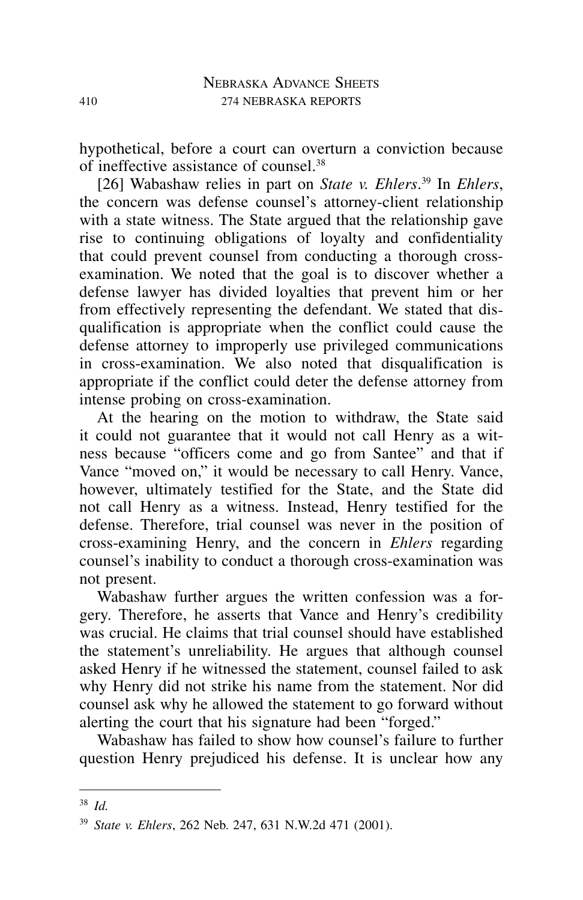hypothetical, before a court can overturn a conviction because of ineffective assistance of counsel.[38]

[26] Wabashaw relies in part on *State v. Ehlers*.[39] In *Ehlers*, the concern was defense counsel's attorney-client relationship with a state witness. The State argued that the relationship gave rise to continuing obligations of loyalty and confidentiality that could prevent counsel from conducting a thorough cross-examination. We noted that the goal is to discover whether a defense lawyer has divided loyalties that prevent him or her from effectively representing the defendant. We stated that disqualification is appropriate when the conflict could cause the defense attorney to improperly use privileged communications in cross-examination. We also noted that disqualification is appropriate if the conflict could deter the defense attorney from intense probing on cross-examination.

At the hearing on the motion to withdraw, the State said it could not guarantee that it would not call Henry as a witness because "officers come and go from Santee" and that if Vance "moved on," it would be necessary to call Henry. Vance, however, ultimately testified for the State, and the State did not call Henry as a witness. Instead, Henry testified for the defense. Therefore, trial counsel was never in the position of cross-examining Henry, and the concern in *Ehlers* regarding counsel's inability to conduct a thorough cross-examination was not present.

Wabashaw further argues the written confession was a forgery. Therefore, he asserts that Vance and Henry's credibility was crucial. He claims that trial counsel should have established the statement's unreliability. He argues that although counsel asked Henry if he witnessed the statement, counsel failed to ask why Henry did not strike his name from the statement. Nor did counsel ask why he allowed the statement to go forward without alerting the court that his signature had been "forged."

Wabashaw has failed to show how counsel's failure to further question Henry prejudiced his defense. It is unclear how any

---

[38] *Id.*

[39] *State v. Ehlers*, 262 Neb. 247, 631 N.W.2d 471 (2001).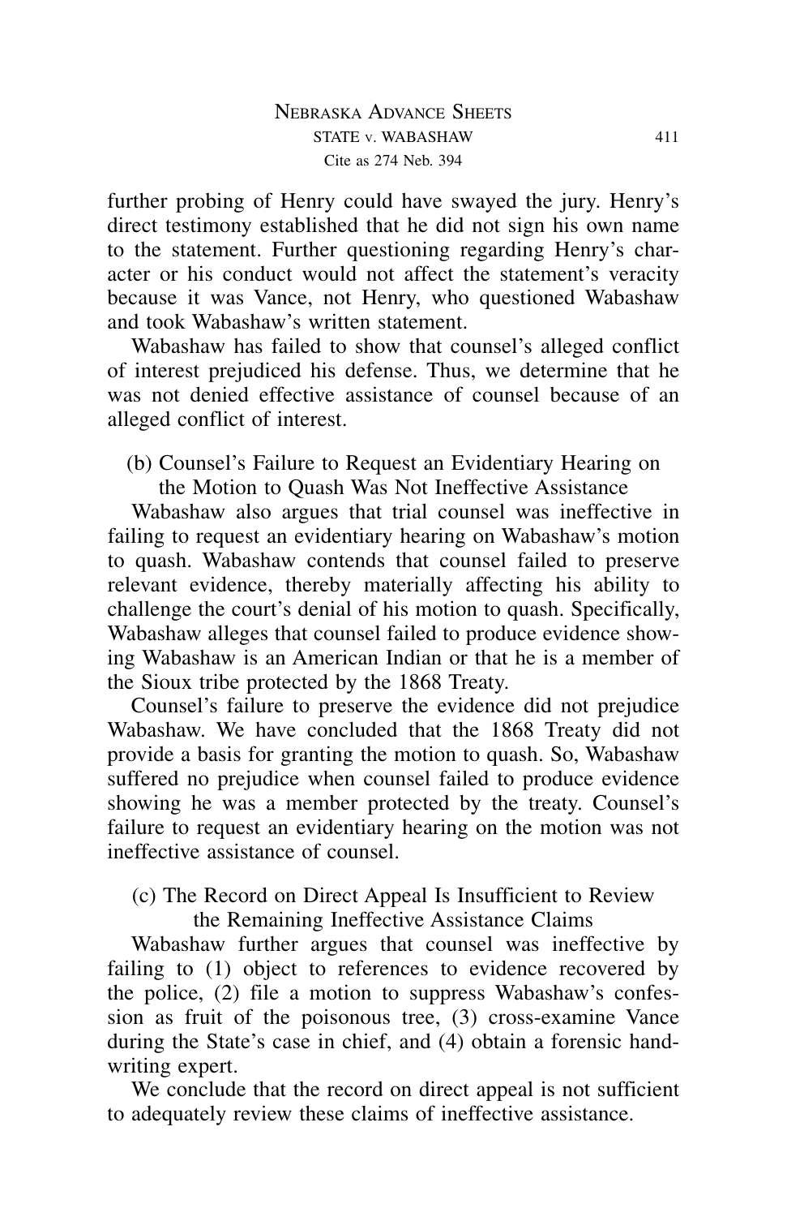further probing of Henry could have swayed the jury. Henry's direct testimony established that he did not sign his own name to the statement. Further questioning regarding Henry's character or his conduct would not affect the statement's veracity because it was Vance, not Henry, who questioned Wabashaw and took Wabashaw's written statement.

Wabashaw has failed to show that counsel's alleged conflict of interest prejudiced his defense. Thus, we determine that he was not denied effective assistance of counsel because of an alleged conflict of interest.

### (b) Counsel's Failure to Request an Evidentiary Hearing on the Motion to Quash Was Not Ineffective Assistance

Wabashaw also argues that trial counsel was ineffective in failing to request an evidentiary hearing on Wabashaw's motion to quash. Wabashaw contends that counsel failed to preserve relevant evidence, thereby materially affecting his ability to challenge the court's denial of his motion to quash. Specifically, Wabashaw alleges that counsel failed to produce evidence showing Wabashaw is an American Indian or that he is a member of the Sioux tribe protected by the 1868 Treaty.

Counsel's failure to preserve the evidence did not prejudice Wabashaw. We have concluded that the 1868 Treaty did not provide a basis for granting the motion to quash. So, Wabashaw suffered no prejudice when counsel failed to produce evidence showing he was a member protected by the treaty. Counsel's failure to request an evidentiary hearing on the motion was not ineffective assistance of counsel.

### (c) The Record on Direct Appeal Is Insufficient to Review the Remaining Ineffective Assistance Claims

Wabashaw further argues that counsel was ineffective by failing to (1) object to references to evidence recovered by the police, (2) file a motion to suppress Wabashaw's confession as fruit of the poisonous tree, (3) cross-examine Vance during the State's case in chief, and (4) obtain a forensic handwriting expert.

We conclude that the record on direct appeal is not sufficient to adequately review these claims of ineffective assistance.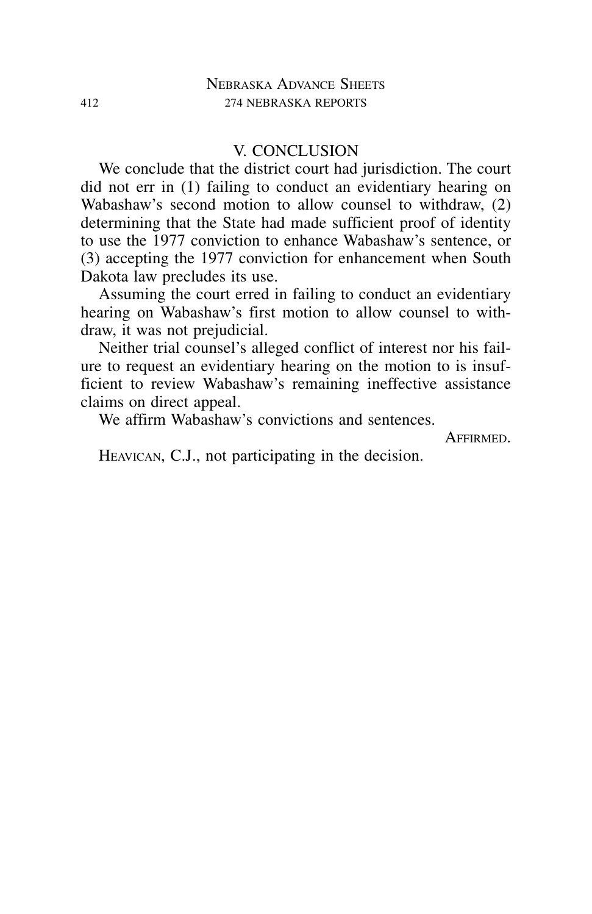## V. CONCLUSION

We conclude that the district court had jurisdiction. The court did not err in (1) failing to conduct an evidentiary hearing on Wabashaw's second motion to allow counsel to withdraw, (2) determining that the State had made sufficient proof of identity to use the 1977 conviction to enhance Wabashaw's sentence, or (3) accepting the 1977 conviction for enhancement when South Dakota law precludes its use.

Assuming the court erred in failing to conduct an evidentiary hearing on Wabashaw's first motion to allow counsel to withdraw, it was not prejudicial.

Neither trial counsel's alleged conflict of interest nor his failure to request an evidentiary hearing on the motion to is insufficient to review Wabashaw's remaining ineffective assistance claims on direct appeal.

We affirm Wabashaw's convictions and sentences.

AFFIRMED.

HEAVICAN, C.J., not participating in the decision.